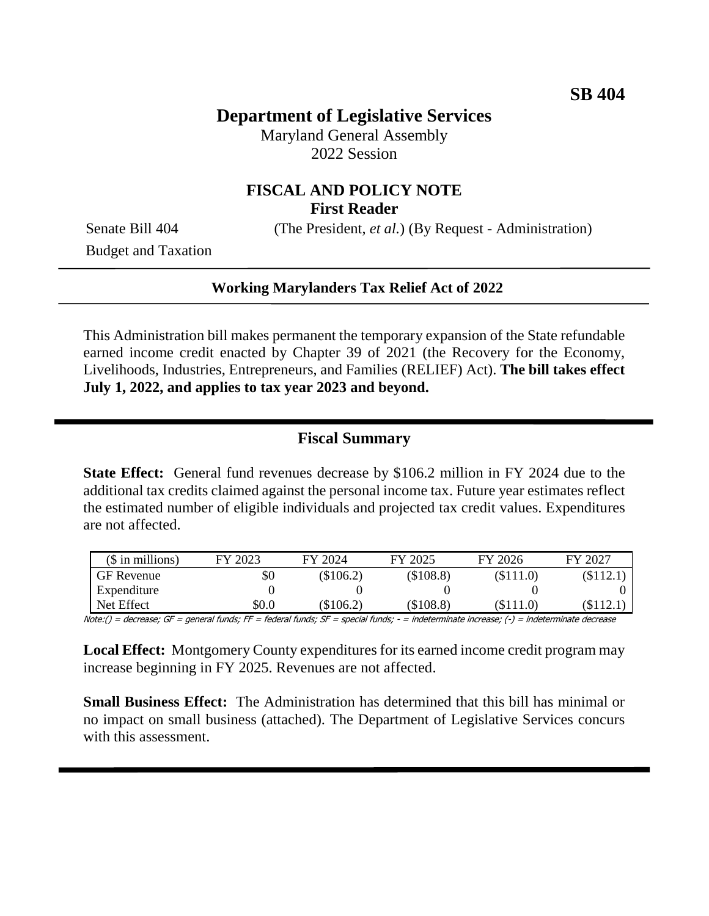SB 404

# Department of Legislative Services

Maryland General Assembly
2022 Session

## FISCAL AND POLICY NOTE
**First Reader**

Senate Bill 404 (The President, *et al.*) (By Request - Administration)
Budget and Taxation

---

**Working Marylanders Tax Relief Act of 2022**

---

This Administration bill makes permanent the temporary expansion of the State refundable earned income credit enacted by Chapter 39 of 2021 (the Recovery for the Economy, Livelihoods, Industries, Entrepreneurs, and Families (RELIEF) Act). **The bill takes effect July 1, 2022, and applies to tax year 2023 and beyond.**

---

## Fiscal Summary

**State Effect:** General fund revenues decrease by $106.2 million in FY 2024 due to the additional tax credits claimed against the personal income tax. Future year estimates reflect the estimated number of eligible individuals and projected tax credit values. Expenditures are not affected.

| ($ in millions) | FY 2023 | FY 2024 | FY 2025 | FY 2026 | FY 2027 |
|---|---|---|---|---|---|
| GF Revenue | $0 | ($106.2) | ($108.8) | ($111.0) | ($112.1) |
| Expenditure | 0 | 0 | 0 | 0 | 0 |
| Net Effect | $0.0 | ($106.2) | ($108.8) | ($111.0) | ($112.1) |

Note:() = decrease; GF = general funds; FF = federal funds; SF = special funds; - = indeterminate increase; (-) = indeterminate decrease

**Local Effect:** Montgomery County expenditures for its earned income credit program may increase beginning in FY 2025. Revenues are not affected.

**Small Business Effect:** The Administration has determined that this bill has minimal or no impact on small business (attached). The Department of Legislative Services concurs with this assessment.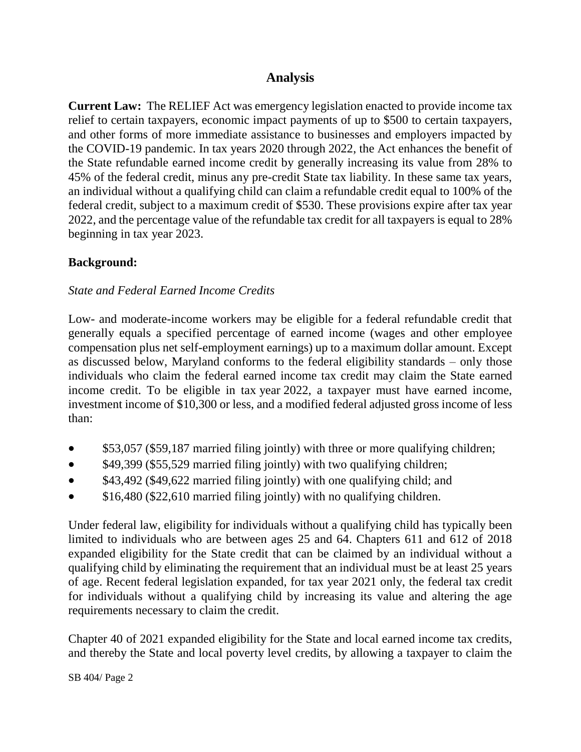## Analysis

**Current Law:** The RELIEF Act was emergency legislation enacted to provide income tax relief to certain taxpayers, economic impact payments of up to $500 to certain taxpayers, and other forms of more immediate assistance to businesses and employers impacted by the COVID-19 pandemic. In tax years 2020 through 2022, the Act enhances the benefit of the State refundable earned income credit by generally increasing its value from 28% to 45% of the federal credit, minus any pre-credit State tax liability. In these same tax years, an individual without a qualifying child can claim a refundable credit equal to 100% of the federal credit, subject to a maximum credit of $530. These provisions expire after tax year 2022, and the percentage value of the refundable tax credit for all taxpayers is equal to 28% beginning in tax year 2023.

**Background:**

*State and Federal Earned Income Credits*

Low- and moderate-income workers may be eligible for a federal refundable credit that generally equals a specified percentage of earned income (wages and other employee compensation plus net self-employment earnings) up to a maximum dollar amount. Except as discussed below, Maryland conforms to the federal eligibility standards – only those individuals who claim the federal earned income tax credit may claim the State earned income credit. To be eligible in tax year 2022, a taxpayer must have earned income, investment income of $10,300 or less, and a modified federal adjusted gross income of less than:

- $53,057 ($59,187 married filing jointly) with three or more qualifying children;
- $49,399 ($55,529 married filing jointly) with two qualifying children;
- $43,492 ($49,622 married filing jointly) with one qualifying child; and
- $16,480 ($22,610 married filing jointly) with no qualifying children.

Under federal law, eligibility for individuals without a qualifying child has typically been limited to individuals who are between ages 25 and 64. Chapters 611 and 612 of 2018 expanded eligibility for the State credit that can be claimed by an individual without a qualifying child by eliminating the requirement that an individual must be at least 25 years of age. Recent federal legislation expanded, for tax year 2021 only, the federal tax credit for individuals without a qualifying child by increasing its value and altering the age requirements necessary to claim the credit.

Chapter 40 of 2021 expanded eligibility for the State and local earned income tax credits, and thereby the State and local poverty level credits, by allowing a taxpayer to claim the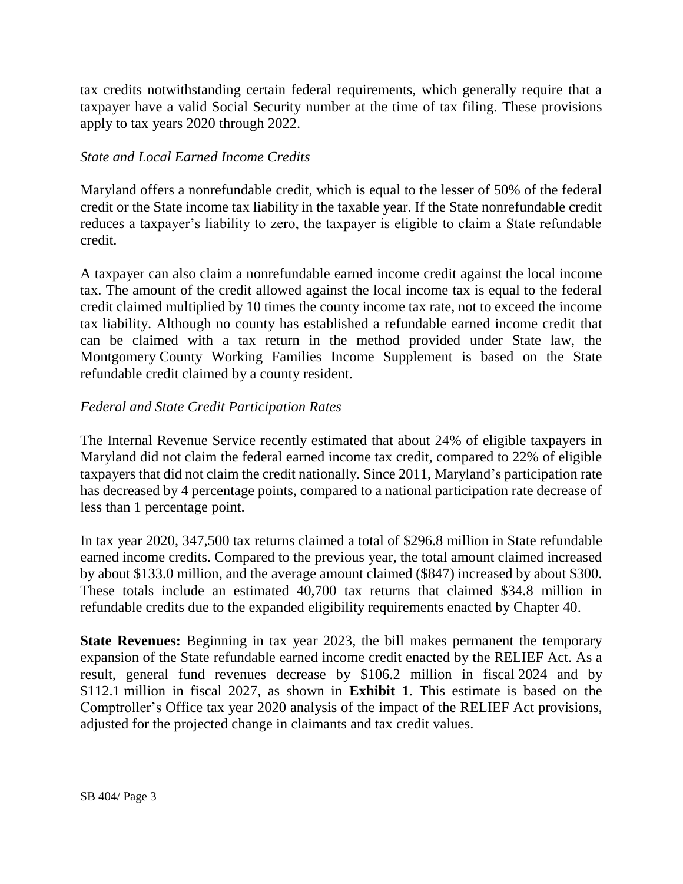tax credits notwithstanding certain federal requirements, which generally require that a taxpayer have a valid Social Security number at the time of tax filing. These provisions apply to tax years 2020 through 2022.

*State and Local Earned Income Credits*

Maryland offers a nonrefundable credit, which is equal to the lesser of 50% of the federal credit or the State income tax liability in the taxable year. If the State nonrefundable credit reduces a taxpayer's liability to zero, the taxpayer is eligible to claim a State refundable credit.

A taxpayer can also claim a nonrefundable earned income credit against the local income tax. The amount of the credit allowed against the local income tax is equal to the federal credit claimed multiplied by 10 times the county income tax rate, not to exceed the income tax liability. Although no county has established a refundable earned income credit that can be claimed with a tax return in the method provided under State law, the Montgomery County Working Families Income Supplement is based on the State refundable credit claimed by a county resident.

*Federal and State Credit Participation Rates*

The Internal Revenue Service recently estimated that about 24% of eligible taxpayers in Maryland did not claim the federal earned income tax credit, compared to 22% of eligible taxpayers that did not claim the credit nationally. Since 2011, Maryland's participation rate has decreased by 4 percentage points, compared to a national participation rate decrease of less than 1 percentage point.

In tax year 2020, 347,500 tax returns claimed a total of $296.8 million in State refundable earned income credits. Compared to the previous year, the total amount claimed increased by about $133.0 million, and the average amount claimed ($847) increased by about $300. These totals include an estimated 40,700 tax returns that claimed $34.8 million in refundable credits due to the expanded eligibility requirements enacted by Chapter 40.

**State Revenues:** Beginning in tax year 2023, the bill makes permanent the temporary expansion of the State refundable earned income credit enacted by the RELIEF Act. As a result, general fund revenues decrease by $106.2 million in fiscal 2024 and by $112.1 million in fiscal 2027, as shown in **Exhibit 1**. This estimate is based on the Comptroller's Office tax year 2020 analysis of the impact of the RELIEF Act provisions, adjusted for the projected change in claimants and tax credit values.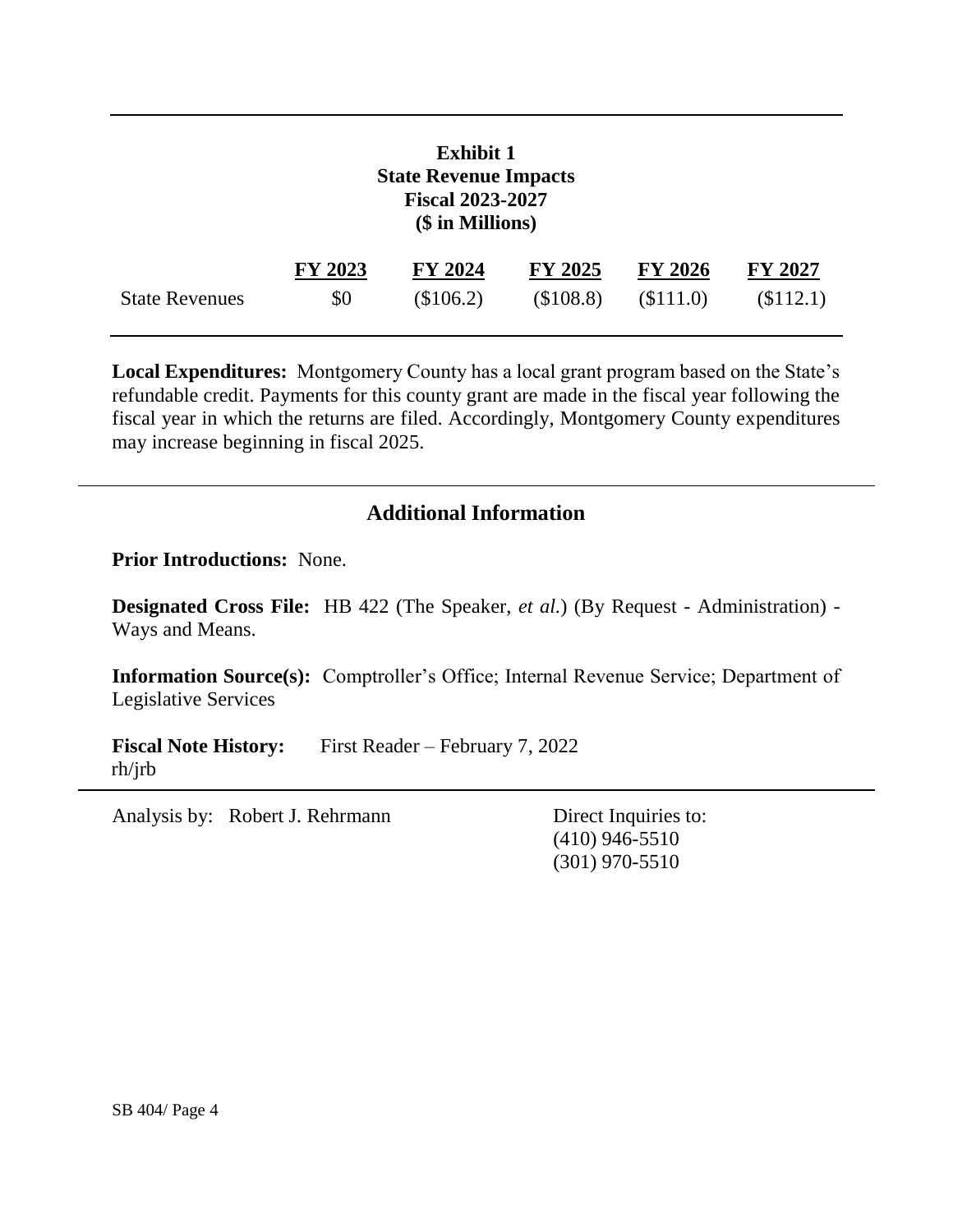**Exhibit 1**
**State Revenue Impacts**
**Fiscal 2023-2027**
**($ in Millions)**

| | FY 2023 | FY 2024 | FY 2025 | FY 2026 | FY 2027 |
|---|---|---|---|---|---|
| State Revenues | $0 | ($106.2) | ($108.8) | ($111.0) | ($112.1) |

**Local Expenditures:** Montgomery County has a local grant program based on the State's refundable credit. Payments for this county grant are made in the fiscal year following the fiscal year in which the returns are filed. Accordingly, Montgomery County expenditures may increase beginning in fiscal 2025.

## Additional Information

**Prior Introductions:** None.

**Designated Cross File:** HB 422 (The Speaker, *et al.*) (By Request - Administration) - Ways and Means.

**Information Source(s):** Comptroller's Office; Internal Revenue Service; Department of Legislative Services

**Fiscal Note History:** First Reader – February 7, 2022
rh/jrb

Analysis by: Robert J. Rehrmann

Direct Inquiries to:
(410) 946-5510
(301) 970-5510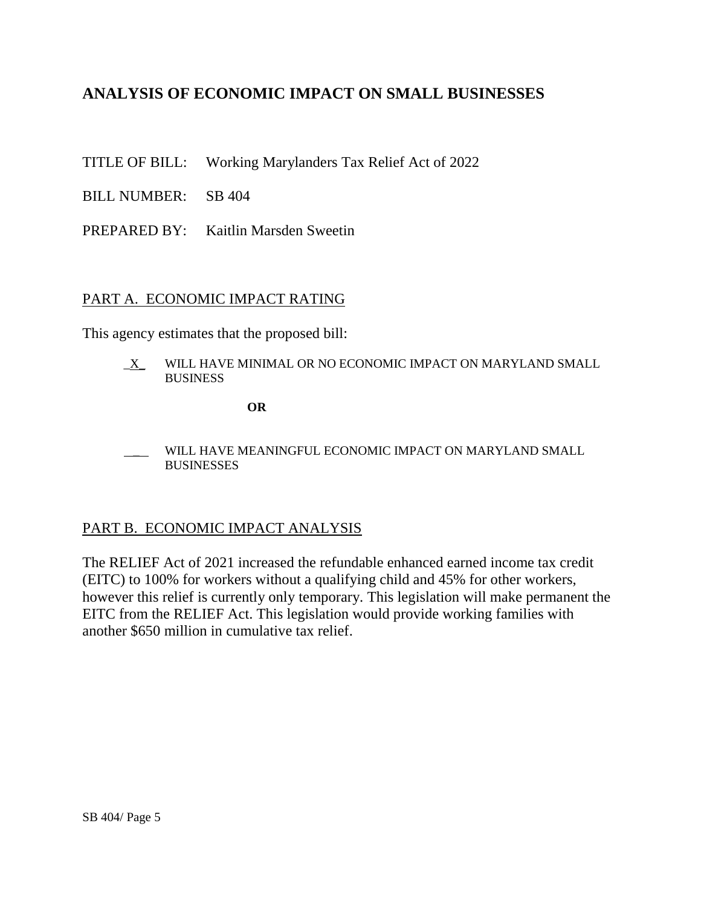# ANALYSIS OF ECONOMIC IMPACT ON SMALL BUSINESSES

TITLE OF BILL: Working Marylanders Tax Relief Act of 2022

BILL NUMBER: SB 404

PREPARED BY: Kaitlin Marsden Sweetin

## PART A. ECONOMIC IMPACT RATING

This agency estimates that the proposed bill:

_X_ WILL HAVE MINIMAL OR NO ECONOMIC IMPACT ON MARYLAND SMALL BUSINESS

**OR**

___ WILL HAVE MEANINGFUL ECONOMIC IMPACT ON MARYLAND SMALL BUSINESSES

## PART B. ECONOMIC IMPACT ANALYSIS

The RELIEF Act of 2021 increased the refundable enhanced earned income tax credit (EITC) to 100% for workers without a qualifying child and 45% for other workers, however this relief is currently only temporary. This legislation will make permanent the EITC from the RELIEF Act. This legislation would provide working families with another $650 million in cumulative tax relief.